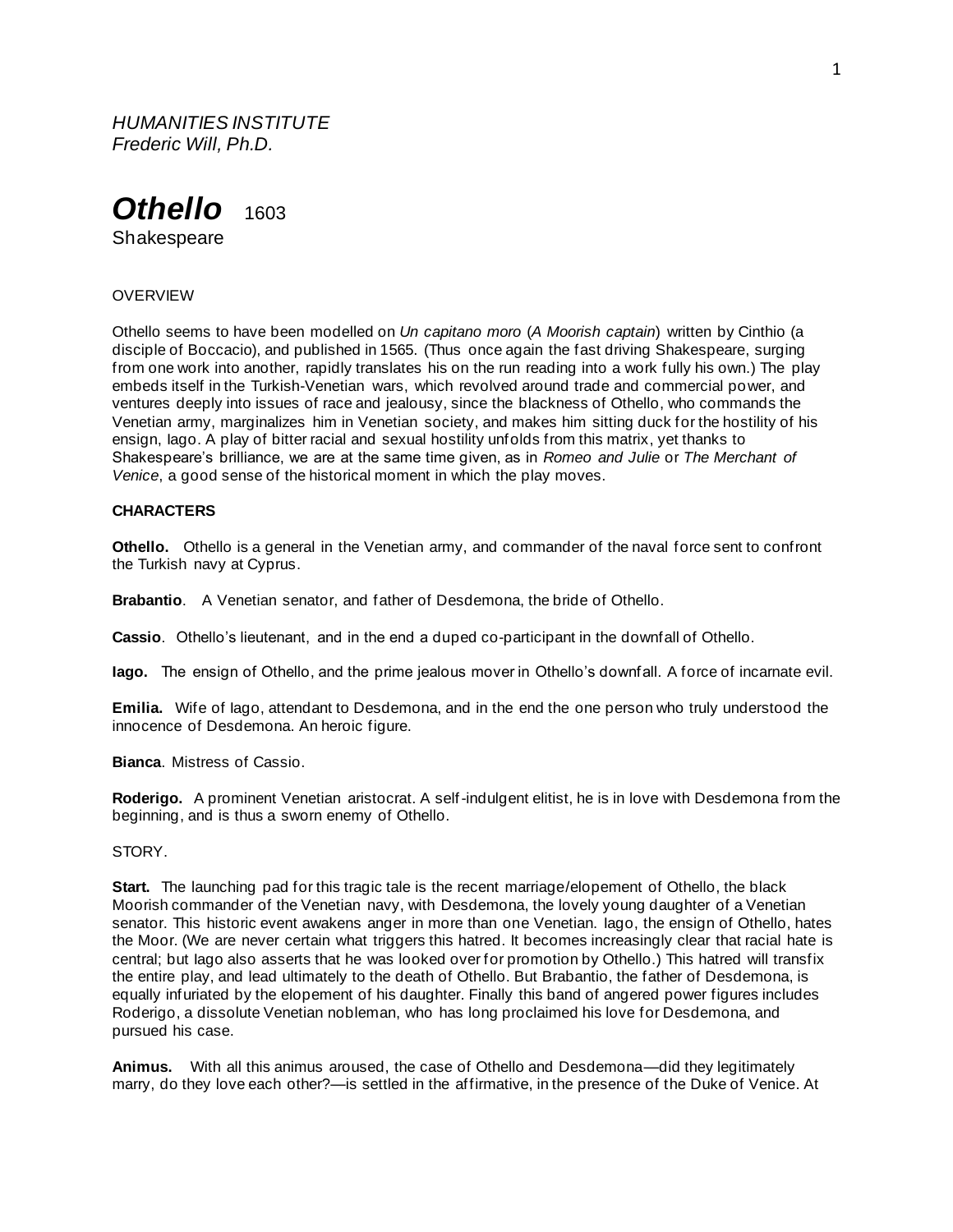*HUMANITIES INSTITUTE*
*Frederic Will, Ph.D.*

# *Othello* 1603

Shakespeare

OVERVIEW

Othello seems to have been modelled on *Un capitano moro* (*A Moorish captain*) written by Cinthio (a disciple of Boccacio), and published in 1565. (Thus once again the fast driving Shakespeare, surging from one work into another, rapidly translates his on the run reading into a work fully his own.) The play embeds itself in the Turkish-Venetian wars, which revolved around trade and commercial power, and ventures deeply into issues of race and jealousy, since the blackness of Othello, who commands the Venetian army, marginalizes him in Venetian society, and makes him sitting duck for the hostility of his ensign, Iago. A play of bitter racial and sexual hostility unfolds from this matrix, yet thanks to Shakespeare's brilliance, we are at the same time given, as in *Romeo and Julie* or *The Merchant of Venice*, a good sense of the historical moment in which the play moves.

**CHARACTERS**

**Othello.** Othello is a general in the Venetian army, and commander of the naval force sent to confront the Turkish navy at Cyprus.

**Brabantio**. A Venetian senator, and father of Desdemona, the bride of Othello.

**Cassio**. Othello's lieutenant, and in the end a duped co-participant in the downfall of Othello.

**Iago.** The ensign of Othello, and the prime jealous mover in Othello's downfall. A force of incarnate evil.

**Emilia.** Wife of Iago, attendant to Desdemona, and in the end the one person who truly understood the innocence of Desdemona. An heroic figure.

**Bianca**. Mistress of Cassio.

**Roderigo.** A prominent Venetian aristocrat. A self-indulgent elitist, he is in love with Desdemona from the beginning, and is thus a sworn enemy of Othello.

STORY.

**Start.** The launching pad for this tragic tale is the recent marriage/elopement of Othello, the black Moorish commander of the Venetian navy, with Desdemona, the lovely young daughter of a Venetian senator. This historic event awakens anger in more than one Venetian. Iago, the ensign of Othello, hates the Moor. (We are never certain what triggers this hatred. It becomes increasingly clear that racial hate is central; but Iago also asserts that he was looked over for promotion by Othello.) This hatred will transfix the entire play, and lead ultimately to the death of Othello. But Brabantio, the father of Desdemona, is equally infuriated by the elopement of his daughter. Finally this band of angered power figures includes Roderigo, a dissolute Venetian nobleman, who has long proclaimed his love for Desdemona, and pursued his case.

**Animus.** With all this animus aroused, the case of Othello and Desdemona—did they legitimately marry, do they love each other?—is settled in the affirmative, in the presence of the Duke of Venice. At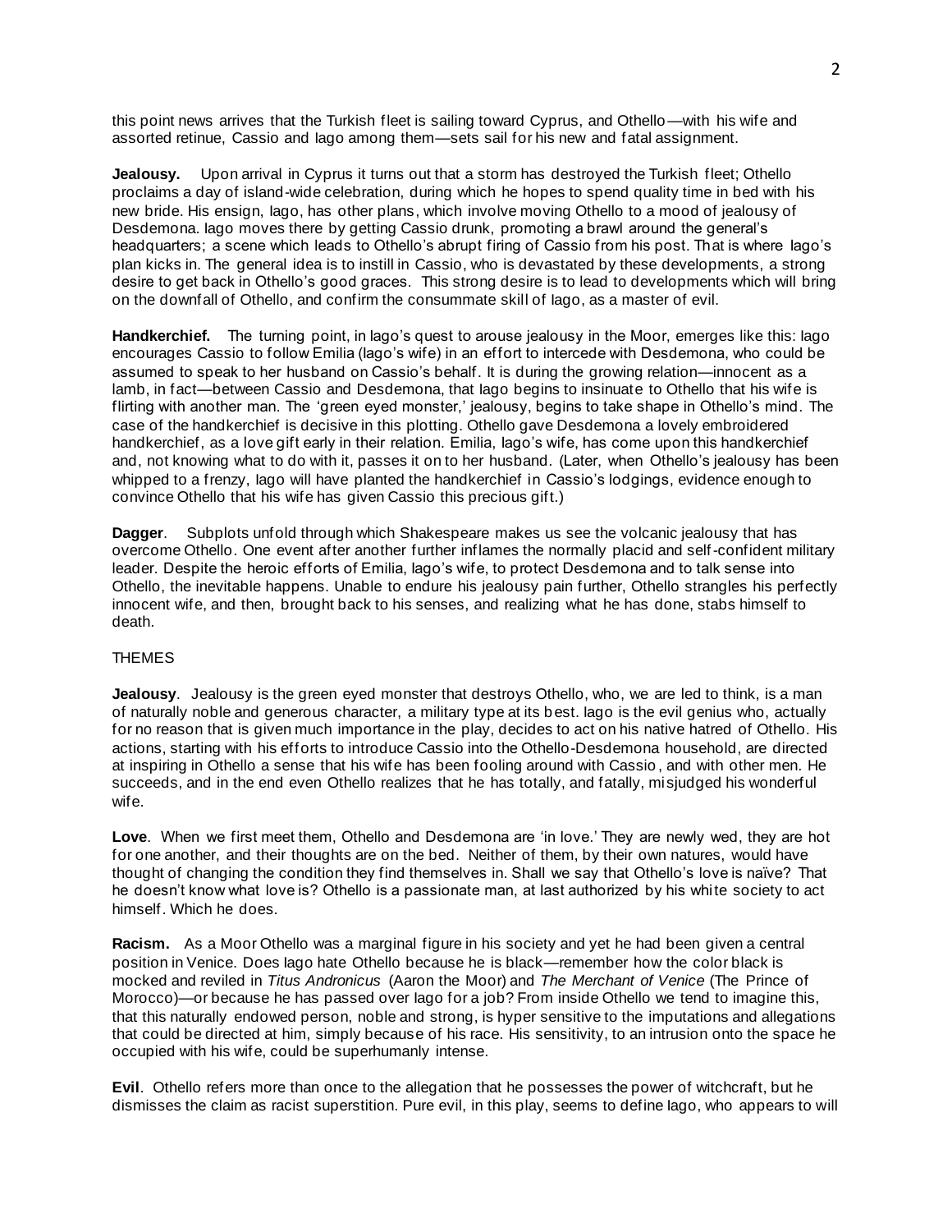this point news arrives that the Turkish fleet is sailing toward Cyprus, and Othello—with his wife and assorted retinue, Cassio and Iago among them—sets sail for his new and fatal assignment.

**Jealousy.** Upon arrival in Cyprus it turns out that a storm has destroyed the Turkish fleet; Othello proclaims a day of island-wide celebration, during which he hopes to spend quality time in bed with his new bride. His ensign, Iago, has other plans, which involve moving Othello to a mood of jealousy of Desdemona. Iago moves there by getting Cassio drunk, promoting a brawl around the general's headquarters; a scene which leads to Othello's abrupt firing of Cassio from his post. That is where Iago's plan kicks in. The general idea is to instill in Cassio, who is devastated by these developments, a strong desire to get back in Othello's good graces. This strong desire is to lead to developments which will bring on the downfall of Othello, and confirm the consummate skill of Iago, as a master of evil.

**Handkerchief.** The turning point, in Iago's quest to arouse jealousy in the Moor, emerges like this: Iago encourages Cassio to follow Emilia (Iago's wife) in an effort to intercede with Desdemona, who could be assumed to speak to her husband on Cassio's behalf. It is during the growing relation—innocent as a lamb, in fact—between Cassio and Desdemona, that Iago begins to insinuate to Othello that his wife is flirting with another man. The 'green eyed monster,' jealousy, begins to take shape in Othello's mind. The case of the handkerchief is decisive in this plotting. Othello gave Desdemona a lovely embroidered handkerchief, as a love gift early in their relation. Emilia, Iago's wife, has come upon this handkerchief and, not knowing what to do with it, passes it on to her husband. (Later, when Othello's jealousy has been whipped to a frenzy, Iago will have planted the handkerchief in Cassio's lodgings, evidence enough to convince Othello that his wife has given Cassio this precious gift.)

**Dagger**. Subplots unfold through which Shakespeare makes us see the volcanic jealousy that has overcome Othello. One event after another further inflames the normally placid and self-confident military leader. Despite the heroic efforts of Emilia, Iago's wife, to protect Desdemona and to talk sense into Othello, the inevitable happens. Unable to endure his jealousy pain further, Othello strangles his perfectly innocent wife, and then, brought back to his senses, and realizing what he has done, stabs himself to death.

THEMES

**Jealousy**. Jealousy is the green eyed monster that destroys Othello, who, we are led to think, is a man of naturally noble and generous character, a military type at its best. Iago is the evil genius who, actually for no reason that is given much importance in the play, decides to act on his native hatred of Othello. His actions, starting with his efforts to introduce Cassio into the Othello-Desdemona household, are directed at inspiring in Othello a sense that his wife has been fooling around with Cassio, and with other men. He succeeds, and in the end even Othello realizes that he has totally, and fatally, misjudged his wonderful wife.

**Love**. When we first meet them, Othello and Desdemona are 'in love.' They are newly wed, they are hot for one another, and their thoughts are on the bed. Neither of them, by their own natures, would have thought of changing the condition they find themselves in. Shall we say that Othello's love is naïve? That he doesn't know what love is? Othello is a passionate man, at last authorized by his white society to act himself. Which he does.

**Racism.** As a Moor Othello was a marginal figure in his society and yet he had been given a central position in Venice. Does Iago hate Othello because he is black—remember how the color black is mocked and reviled in *Titus Andronicus* (Aaron the Moor) and *The Merchant of Venice* (The Prince of Morocco)—or because he has passed over Iago for a job? From inside Othello we tend to imagine this, that this naturally endowed person, noble and strong, is hyper sensitive to the imputations and allegations that could be directed at him, simply because of his race. His sensitivity, to an intrusion onto the space he occupied with his wife, could be superhumanly intense.

**Evil**. Othello refers more than once to the allegation that he possesses the power of witchcraft, but he dismisses the claim as racist superstition. Pure evil, in this play, seems to define Iago, who appears to will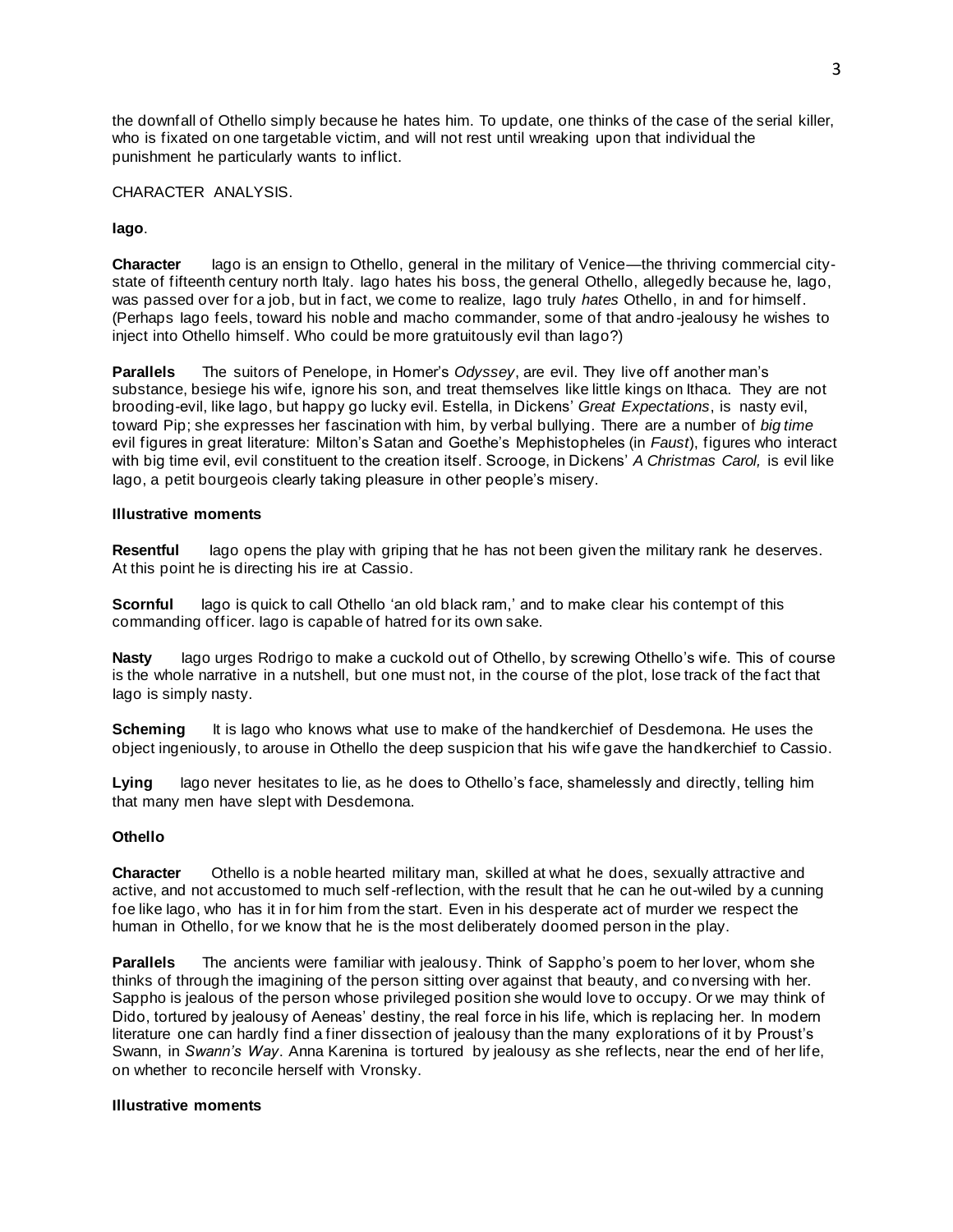the downfall of Othello simply because he hates him. To update, one thinks of the case of the serial killer, who is fixated on one targetable victim, and will not rest until wreaking upon that individual the punishment he particularly wants to inflict.

CHARACTER ANALYSIS.

**Iago**.

**Character** Iago is an ensign to Othello, general in the military of Venice—the thriving commercial city-state of fifteenth century north Italy. Iago hates his boss, the general Othello, allegedly because he, Iago, was passed over for a job, but in fact, we come to realize, Iago truly *hates* Othello, in and for himself. (Perhaps Iago feels, toward his noble and macho commander, some of that andro-jealousy he wishes to inject into Othello himself. Who could be more gratuitously evil than Iago?)

**Parallels** The suitors of Penelope, in Homer's *Odyssey*, are evil. They live off another man's substance, besiege his wife, ignore his son, and treat themselves like little kings on Ithaca. They are not brooding-evil, like Iago, but happy go lucky evil. Estella, in Dickens' *Great Expectations*, is nasty evil, toward Pip; she expresses her fascination with him, by verbal bullying. There are a number of *big time* evil figures in great literature: Milton's Satan and Goethe's Mephistopheles (in *Faust*), figures who interact with big time evil, evil constituent to the creation itself. Scrooge, in Dickens' *A Christmas Carol,* is evil like Iago, a petit bourgeois clearly taking pleasure in other people's misery.

**Illustrative moments**

**Resentful** Iago opens the play with griping that he has not been given the military rank he deserves. At this point he is directing his ire at Cassio.

**Scornful** Iago is quick to call Othello 'an old black ram,' and to make clear his contempt of this commanding officer. Iago is capable of hatred for its own sake.

**Nasty** Iago urges Rodrigo to make a cuckold out of Othello, by screwing Othello's wife. This of course is the whole narrative in a nutshell, but one must not, in the course of the plot, lose track of the fact that Iago is simply nasty.

**Scheming** It is Iago who knows what use to make of the handkerchief of Desdemona. He uses the object ingeniously, to arouse in Othello the deep suspicion that his wife gave the handkerchief to Cassio.

**Lying** Iago never hesitates to lie, as he does to Othello's face, shamelessly and directly, telling him that many men have slept with Desdemona.

**Othello**

**Character** Othello is a noble hearted military man, skilled at what he does, sexually attractive and active, and not accustomed to much self-reflection, with the result that he can he out-wiled by a cunning foe like Iago, who has it in for him from the start. Even in his desperate act of murder we respect the human in Othello, for we know that he is the most deliberately doomed person in the play.

**Parallels** The ancients were familiar with jealousy. Think of Sappho's poem to her lover, whom she thinks of through the imagining of the person sitting over against that beauty, and conversing with her. Sappho is jealous of the person whose privileged position she would love to occupy. Or we may think of Dido, tortured by jealousy of Aeneas' destiny, the real force in his life, which is replacing her. In modern literature one can hardly find a finer dissection of jealousy than the many explorations of it by Proust's Swann, in *Swann's Way*. Anna Karenina is tortured by jealousy as she reflects, near the end of her life, on whether to reconcile herself with Vronsky.

**Illustrative moments**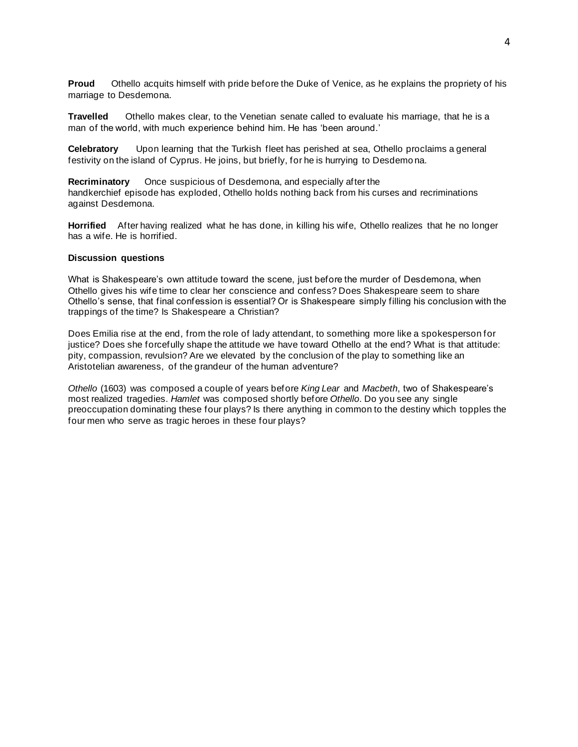**Proud** Othello acquits himself with pride before the Duke of Venice, as he explains the propriety of his marriage to Desdemona.

**Travelled** Othello makes clear, to the Venetian senate called to evaluate his marriage, that he is a man of the world, with much experience behind him. He has 'been around.'

**Celebratory** Upon learning that the Turkish fleet has perished at sea, Othello proclaims a general festivity on the island of Cyprus. He joins, but briefly, for he is hurrying to Desdemona.

**Recriminatory** Once suspicious of Desdemona, and especially after the handkerchief episode has exploded, Othello holds nothing back from his curses and recriminations against Desdemona.

**Horrified** After having realized what he has done, in killing his wife, Othello realizes that he no longer has a wife. He is horrified.

**Discussion questions**

What is Shakespeare's own attitude toward the scene, just before the murder of Desdemona, when Othello gives his wife time to clear her conscience and confess? Does Shakespeare seem to share Othello's sense, that final confession is essential? Or is Shakespeare simply filling his conclusion with the trappings of the time? Is Shakespeare a Christian?

Does Emilia rise at the end, from the role of lady attendant, to something more like a spokesperson for justice? Does she forcefully shape the attitude we have toward Othello at the end? What is that attitude: pity, compassion, revulsion? Are we elevated by the conclusion of the play to something like an Aristotelian awareness, of the grandeur of the human adventure?

*Othello* (1603) was composed a couple of years before *King Lear* and *Macbeth*, two of Shakespeare's most realized tragedies. *Hamlet* was composed shortly before *Othello*. Do you see any single preoccupation dominating these four plays? Is there anything in common to the destiny which topples the four men who serve as tragic heroes in these four plays?